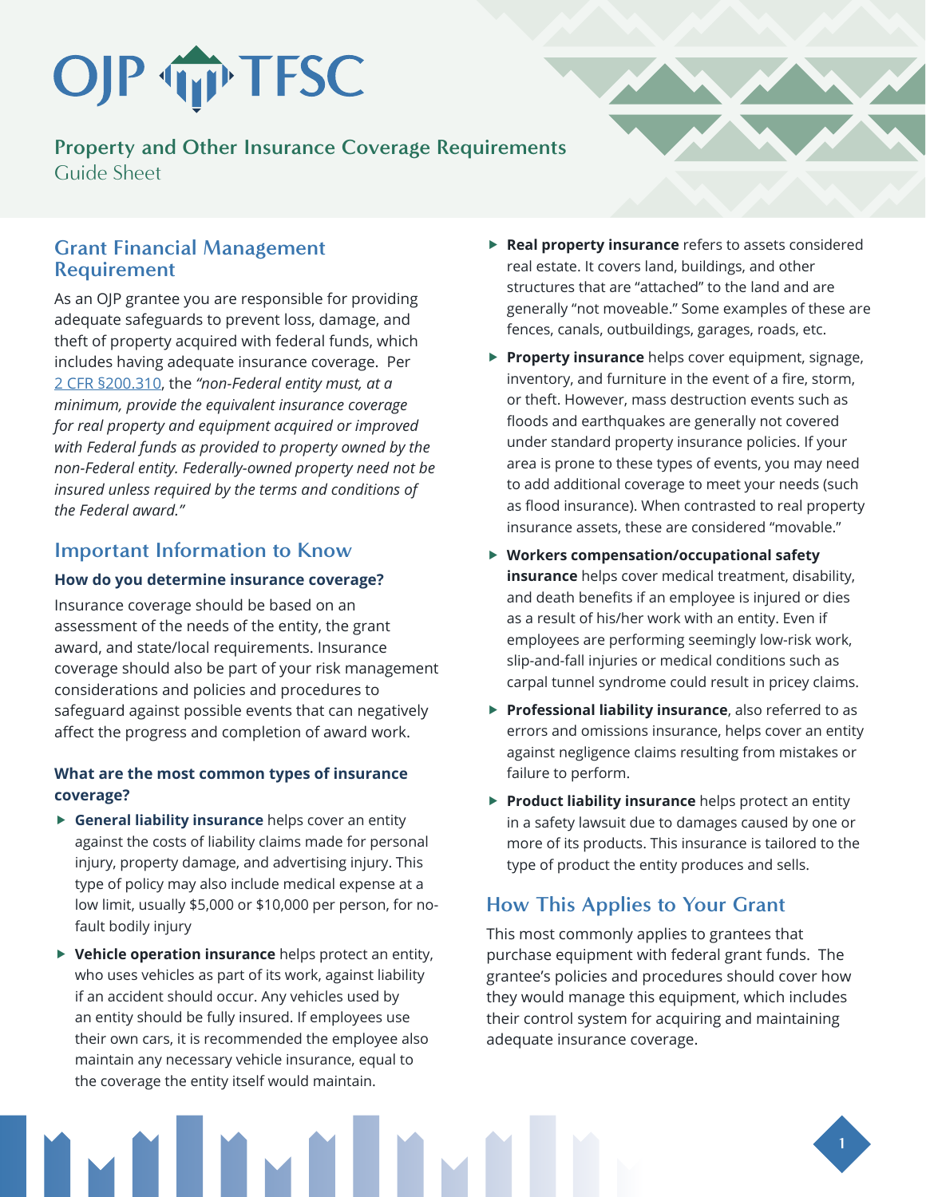# OJP TFSC

## Property and Other Insurance Coverage Requirements

Guide Sheet

## Grant Financial Management Requirement

As an OJP grantee you are responsible for providing adequate safeguards to prevent loss, damage, and theft of property acquired with federal funds, which includes having adequate insurance coverage. Per [2 CFR §200.310](), the *"non-Federal entity must, at a minimum, provide the equivalent insurance coverage for real property and equipment acquired or improved with Federal funds as provided to property owned by the non-Federal entity. Federally-owned property need not be insured unless required by the terms and conditions of the Federal award."*

## Important Information to Know

### How do you determine insurance coverage?

Insurance coverage should be based on an assessment of the needs of the entity, the grant award, and state/local requirements. Insurance coverage should also be part of your risk management considerations and policies and procedures to safeguard against possible events that can negatively affect the progress and completion of award work.

### What are the most common types of insurance coverage?

- **General liability insurance** helps cover an entity against the costs of liability claims made for personal injury, property damage, and advertising injury. This type of policy may also include medical expense at a low limit, usually $5,000 or $10,000 per person, for no-fault bodily injury
- **Vehicle operation insurance** helps protect an entity, who uses vehicles as part of its work, against liability if an accident should occur. Any vehicles used by an entity should be fully insured. If employees use their own cars, it is recommended the employee also maintain any necessary vehicle insurance, equal to the coverage the entity itself would maintain.
- **Real property insurance** refers to assets considered real estate. It covers land, buildings, and other structures that are "attached" to the land and are generally "not moveable." Some examples of these are fences, canals, outbuildings, garages, roads, etc.
- **Property insurance** helps cover equipment, signage, inventory, and furniture in the event of a fire, storm, or theft. However, mass destruction events such as floods and earthquakes are generally not covered under standard property insurance policies. If your area is prone to these types of events, you may need to add additional coverage to meet your needs (such as flood insurance). When contrasted to real property insurance assets, these are considered "movable."
- **Workers compensation/occupational safety insurance** helps cover medical treatment, disability, and death benefits if an employee is injured or dies as a result of his/her work with an entity. Even if employees are performing seemingly low-risk work, slip-and-fall injuries or medical conditions such as carpal tunnel syndrome could result in pricey claims.
- **Professional liability insurance**, also referred to as errors and omissions insurance, helps cover an entity against negligence claims resulting from mistakes or failure to perform.
- **Product liability insurance** helps protect an entity in a safety lawsuit due to damages caused by one or more of its products. This insurance is tailored to the type of product the entity produces and sells.

## How This Applies to Your Grant

This most commonly applies to grantees that purchase equipment with federal grant funds. The grantee's policies and procedures should cover how they would manage this equipment, which includes their control system for acquiring and maintaining adequate insurance coverage.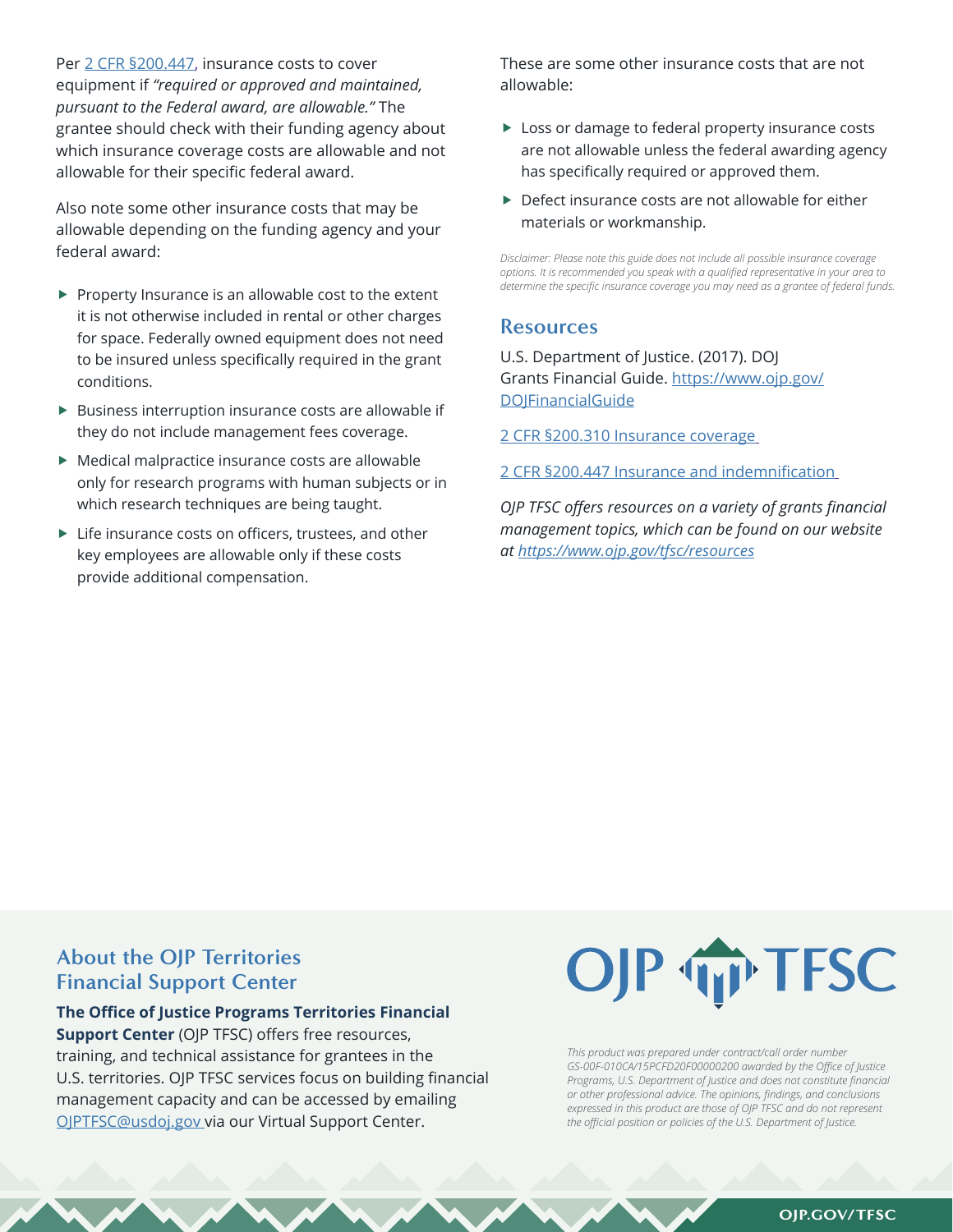Per [2 CFR §200.447](), insurance costs to cover equipment if *"required or approved and maintained, pursuant to the Federal award, are allowable."* The grantee should check with their funding agency about which insurance coverage costs are allowable and not allowable for their specific federal award.

Also note some other insurance costs that may be allowable depending on the funding agency and your federal award:

- Property Insurance is an allowable cost to the extent it is not otherwise included in rental or other charges for space. Federally owned equipment does not need to be insured unless specifically required in the grant conditions.
- Business interruption insurance costs are allowable if they do not include management fees coverage.
- Medical malpractice insurance costs are allowable only for research programs with human subjects or in which research techniques are being taught.
- Life insurance costs on officers, trustees, and other key employees are allowable only if these costs provide additional compensation.

These are some other insurance costs that are not allowable:

- Loss or damage to federal property insurance costs are not allowable unless the federal awarding agency has specifically required or approved them.
- Defect insurance costs are not allowable for either materials or workmanship.

*Disclaimer: Please note this guide does not include all possible insurance coverage options. It is recommended you speak with a qualified representative in your area to determine the specific insurance coverage you may need as a grantee of federal funds.*

## Resources

U.S. Department of Justice. (2017). DOJ Grants Financial Guide. https://www.ojp.gov/DOJFinancialGuide

2 CFR §200.310 Insurance coverage

2 CFR §200.447 Insurance and indemnification

*OJP TFSC offers resources on a variety of grants financial management topics, which can be found on our website at https://www.ojp.gov/tfsc/resources*

## About the OJP Territories Financial Support Center

**The Office of Justice Programs Territories Financial Support Center** (OJP TFSC) offers free resources, training, and technical assistance for grantees in the U.S. territories. OJP TFSC services focus on building financial management capacity and can be accessed by emailing OJPTFSC@usdoj.gov via our Virtual Support Center.

OJP TFSC

*This product was prepared under contract/call order number GS-00F-010CA/15PCFD20F00000200 awarded by the Office of Justice Programs, U.S. Department of Justice and does not constitute financial or other professional advice. The opinions, findings, and conclusions expressed in this product are those of OJP TFSC and do not represent the official position or policies of the U.S. Department of Justice.*

OJP.GOV/TFSC